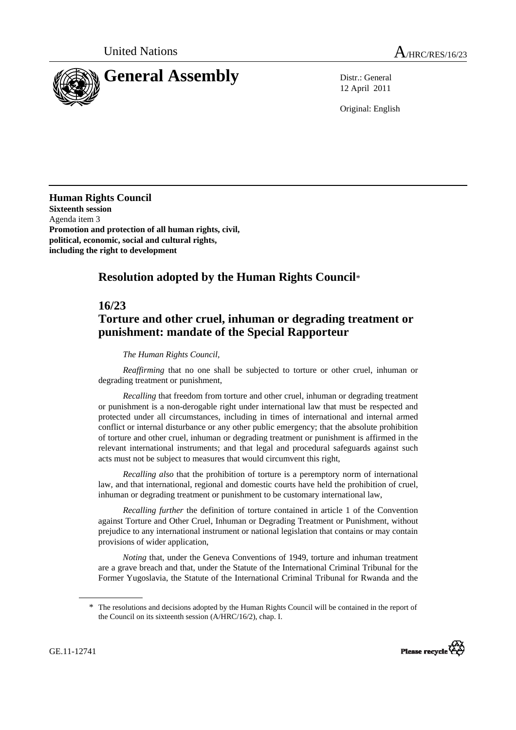United Nations A/HRC/RES/16/23

# General Assembly

Distr.: General
12 April 2011

Original: English

**Human Rights Council**
**Sixteenth session**
Agenda item 3
**Promotion and protection of all human rights, civil, political, economic, social and cultural rights, including the right to development**

## Resolution adopted by the Human Rights Council*

## 16/23
## Torture and other cruel, inhuman or degrading treatment or punishment: mandate of the Special Rapporteur

*The Human Rights Council*,

*Reaffirming* that no one shall be subjected to torture or other cruel, inhuman or degrading treatment or punishment,

*Recalling* that freedom from torture and other cruel, inhuman or degrading treatment or punishment is a non-derogable right under international law that must be respected and protected under all circumstances, including in times of international and internal armed conflict or internal disturbance or any other public emergency; that the absolute prohibition of torture and other cruel, inhuman or degrading treatment or punishment is affirmed in the relevant international instruments; and that legal and procedural safeguards against such acts must not be subject to measures that would circumvent this right,

*Recalling also* that the prohibition of torture is a peremptory norm of international law, and that international, regional and domestic courts have held the prohibition of cruel, inhuman or degrading treatment or punishment to be customary international law,

*Recalling further* the definition of torture contained in article 1 of the Convention against Torture and Other Cruel, Inhuman or Degrading Treatment or Punishment, without prejudice to any international instrument or national legislation that contains or may contain provisions of wider application,

*Noting* that, under the Geneva Conventions of 1949, torture and inhuman treatment are a grave breach and that, under the Statute of the International Criminal Tribunal for the Former Yugoslavia, the Statute of the International Criminal Tribunal for Rwanda and the

\* The resolutions and decisions adopted by the Human Rights Council will be contained in the report of the Council on its sixteenth session (A/HRC/16/2), chap. I.

GE.11-12741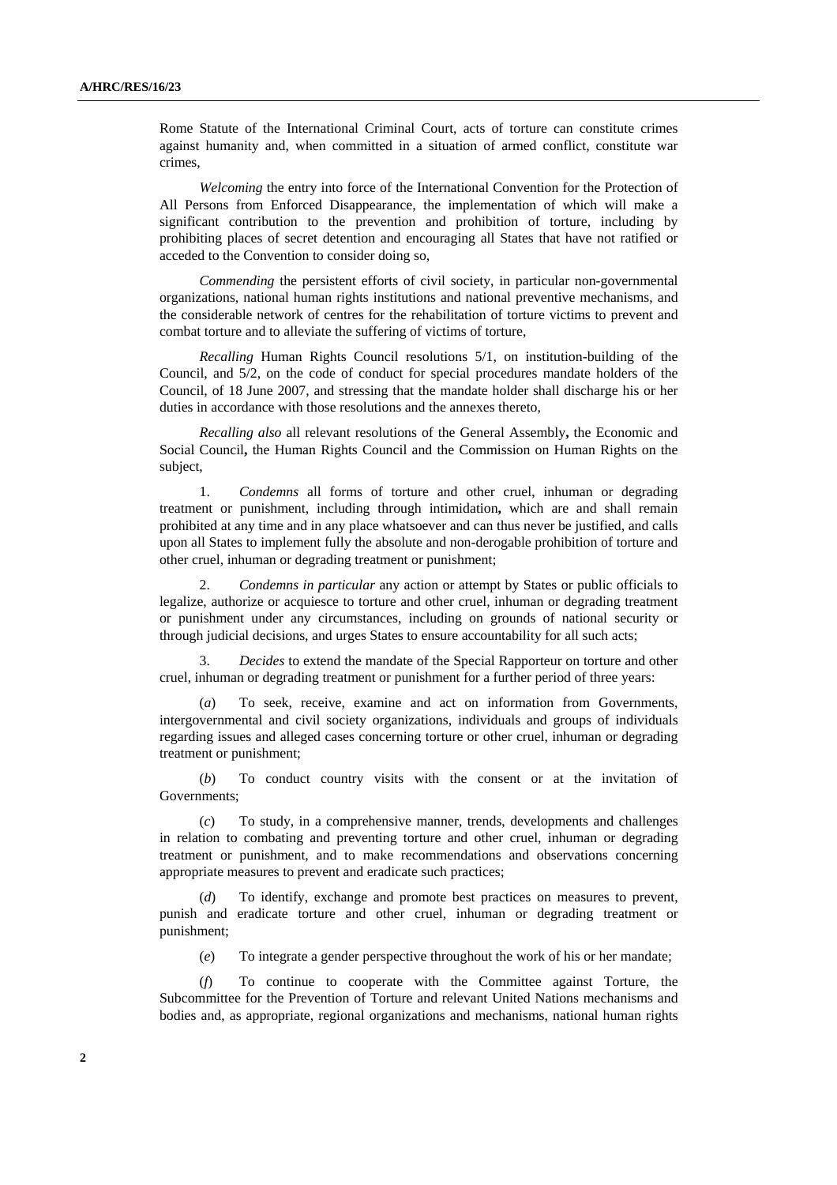Rome Statute of the International Criminal Court, acts of torture can constitute crimes against humanity and, when committed in a situation of armed conflict, constitute war crimes,

*Welcoming* the entry into force of the International Convention for the Protection of All Persons from Enforced Disappearance, the implementation of which will make a significant contribution to the prevention and prohibition of torture, including by prohibiting places of secret detention and encouraging all States that have not ratified or acceded to the Convention to consider doing so,

*Commending* the persistent efforts of civil society, in particular non-governmental organizations, national human rights institutions and national preventive mechanisms, and the considerable network of centres for the rehabilitation of torture victims to prevent and combat torture and to alleviate the suffering of victims of torture,

*Recalling* Human Rights Council resolutions 5/1, on institution-building of the Council, and 5/2, on the code of conduct for special procedures mandate holders of the Council, of 18 June 2007, and stressing that the mandate holder shall discharge his or her duties in accordance with those resolutions and the annexes thereto,

*Recalling also* all relevant resolutions of the General Assembly**,** the Economic and Social Council**,** the Human Rights Council and the Commission on Human Rights on the subject,

1. *Condemns* all forms of torture and other cruel, inhuman or degrading treatment or punishment, including through intimidation**,** which are and shall remain prohibited at any time and in any place whatsoever and can thus never be justified, and calls upon all States to implement fully the absolute and non-derogable prohibition of torture and other cruel, inhuman or degrading treatment or punishment;

2. *Condemns in particular* any action or attempt by States or public officials to legalize, authorize or acquiesce to torture and other cruel, inhuman or degrading treatment or punishment under any circumstances, including on grounds of national security or through judicial decisions, and urges States to ensure accountability for all such acts;

3. *Decides* to extend the mandate of the Special Rapporteur on torture and other cruel, inhuman or degrading treatment or punishment for a further period of three years:

(*a*) To seek, receive, examine and act on information from Governments, intergovernmental and civil society organizations, individuals and groups of individuals regarding issues and alleged cases concerning torture or other cruel, inhuman or degrading treatment or punishment;

(*b*) To conduct country visits with the consent or at the invitation of Governments;

(*c*) To study, in a comprehensive manner, trends, developments and challenges in relation to combating and preventing torture and other cruel, inhuman or degrading treatment or punishment, and to make recommendations and observations concerning appropriate measures to prevent and eradicate such practices;

(*d*) To identify, exchange and promote best practices on measures to prevent, punish and eradicate torture and other cruel, inhuman or degrading treatment or punishment;

(*e*) To integrate a gender perspective throughout the work of his or her mandate;

(*f*) To continue to cooperate with the Committee against Torture, the Subcommittee for the Prevention of Torture and relevant United Nations mechanisms and bodies and, as appropriate, regional organizations and mechanisms, national human rights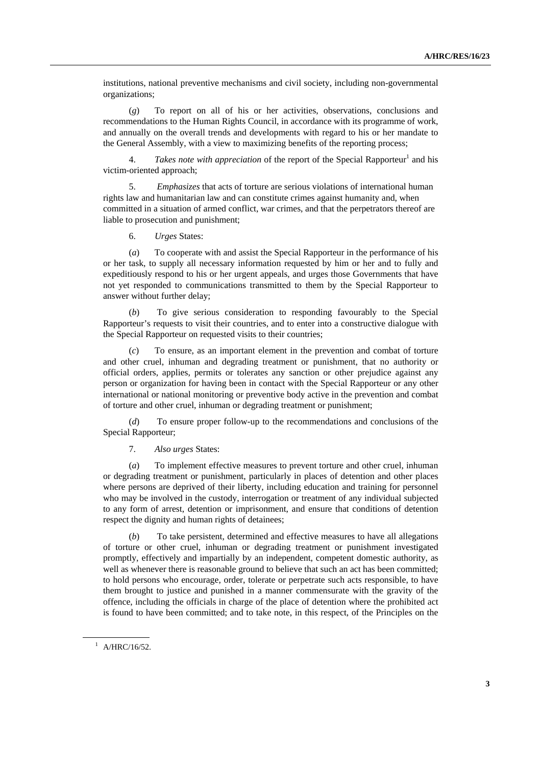institutions, national preventive mechanisms and civil society, including non-governmental organizations;

(*g*) To report on all of his or her activities, observations, conclusions and recommendations to the Human Rights Council, in accordance with its programme of work, and annually on the overall trends and developments with regard to his or her mandate to the General Assembly, with a view to maximizing benefits of the reporting process;

4. *Takes note with appreciation* of the report of the Special Rapporteur[1] and his victim-oriented approach;

5. *Emphasizes* that acts of torture are serious violations of international human rights law and humanitarian law and can constitute crimes against humanity and, when committed in a situation of armed conflict, war crimes, and that the perpetrators thereof are liable to prosecution and punishment;

6. *Urges* States:

(*a*) To cooperate with and assist the Special Rapporteur in the performance of his or her task, to supply all necessary information requested by him or her and to fully and expeditiously respond to his or her urgent appeals, and urges those Governments that have not yet responded to communications transmitted to them by the Special Rapporteur to answer without further delay;

(*b*) To give serious consideration to responding favourably to the Special Rapporteur's requests to visit their countries, and to enter into a constructive dialogue with the Special Rapporteur on requested visits to their countries;

(*c*) To ensure, as an important element in the prevention and combat of torture and other cruel, inhuman and degrading treatment or punishment, that no authority or official orders, applies, permits or tolerates any sanction or other prejudice against any person or organization for having been in contact with the Special Rapporteur or any other international or national monitoring or preventive body active in the prevention and combat of torture and other cruel, inhuman or degrading treatment or punishment;

(*d*) To ensure proper follow-up to the recommendations and conclusions of the Special Rapporteur;

7. *Also urges* States:

(*a*) To implement effective measures to prevent torture and other cruel, inhuman or degrading treatment or punishment, particularly in places of detention and other places where persons are deprived of their liberty, including education and training for personnel who may be involved in the custody, interrogation or treatment of any individual subjected to any form of arrest, detention or imprisonment, and ensure that conditions of detention respect the dignity and human rights of detainees;

(*b*) To take persistent, determined and effective measures to have all allegations of torture or other cruel, inhuman or degrading treatment or punishment investigated promptly, effectively and impartially by an independent, competent domestic authority, as well as whenever there is reasonable ground to believe that such an act has been committed; to hold persons who encourage, order, tolerate or perpetrate such acts responsible, to have them brought to justice and punished in a manner commensurate with the gravity of the offence, including the officials in charge of the place of detention where the prohibited act is found to have been committed; and to take note, in this respect, of the Principles on the

[1] A/HRC/16/52.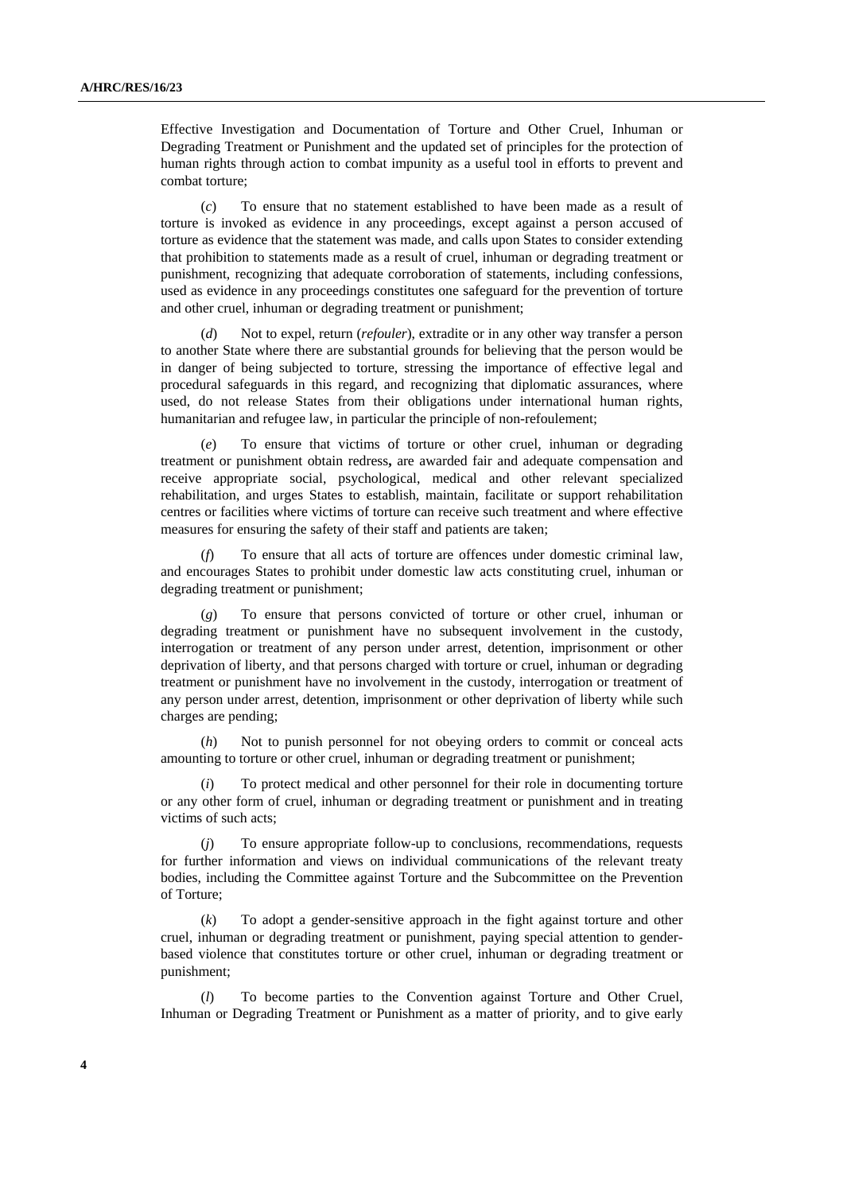Effective Investigation and Documentation of Torture and Other Cruel, Inhuman or Degrading Treatment or Punishment and the updated set of principles for the protection of human rights through action to combat impunity as a useful tool in efforts to prevent and combat torture;

(*c*) To ensure that no statement established to have been made as a result of torture is invoked as evidence in any proceedings, except against a person accused of torture as evidence that the statement was made, and calls upon States to consider extending that prohibition to statements made as a result of cruel, inhuman or degrading treatment or punishment, recognizing that adequate corroboration of statements, including confessions, used as evidence in any proceedings constitutes one safeguard for the prevention of torture and other cruel, inhuman or degrading treatment or punishment;

(*d*) Not to expel, return (*refouler*), extradite or in any other way transfer a person to another State where there are substantial grounds for believing that the person would be in danger of being subjected to torture, stressing the importance of effective legal and procedural safeguards in this regard, and recognizing that diplomatic assurances, where used, do not release States from their obligations under international human rights, humanitarian and refugee law, in particular the principle of non-refoulement;

(*e*) To ensure that victims of torture or other cruel, inhuman or degrading treatment or punishment obtain redress**,** are awarded fair and adequate compensation and receive appropriate social, psychological, medical and other relevant specialized rehabilitation, and urges States to establish, maintain, facilitate or support rehabilitation centres or facilities where victims of torture can receive such treatment and where effective measures for ensuring the safety of their staff and patients are taken;

(*f*) To ensure that all acts of torture are offences under domestic criminal law, and encourages States to prohibit under domestic law acts constituting cruel, inhuman or degrading treatment or punishment;

(*g*) To ensure that persons convicted of torture or other cruel, inhuman or degrading treatment or punishment have no subsequent involvement in the custody, interrogation or treatment of any person under arrest, detention, imprisonment or other deprivation of liberty, and that persons charged with torture or cruel, inhuman or degrading treatment or punishment have no involvement in the custody, interrogation or treatment of any person under arrest, detention, imprisonment or other deprivation of liberty while such charges are pending;

(*h*) Not to punish personnel for not obeying orders to commit or conceal acts amounting to torture or other cruel, inhuman or degrading treatment or punishment;

(*i*) To protect medical and other personnel for their role in documenting torture or any other form of cruel, inhuman or degrading treatment or punishment and in treating victims of such acts;

(*j*) To ensure appropriate follow-up to conclusions, recommendations, requests for further information and views on individual communications of the relevant treaty bodies, including the Committee against Torture and the Subcommittee on the Prevention of Torture;

(*k*) To adopt a gender-sensitive approach in the fight against torture and other cruel, inhuman or degrading treatment or punishment, paying special attention to gender-based violence that constitutes torture or other cruel, inhuman or degrading treatment or punishment;

(*l*) To become parties to the Convention against Torture and Other Cruel, Inhuman or Degrading Treatment or Punishment as a matter of priority, and to give early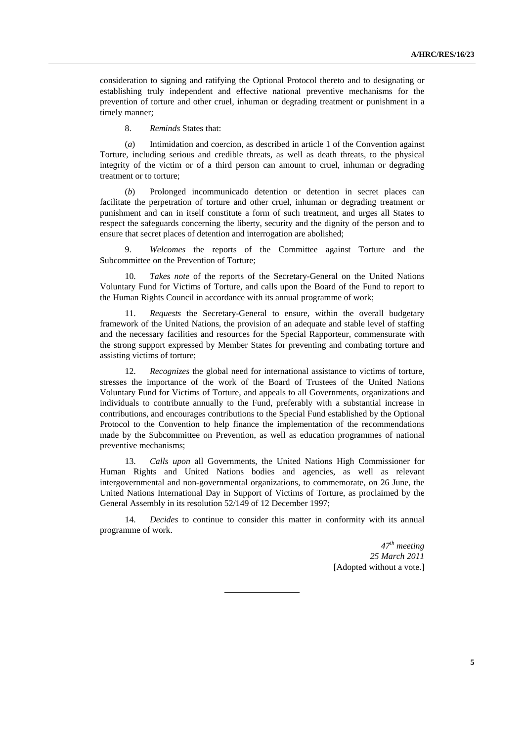consideration to signing and ratifying the Optional Protocol thereto and to designating or establishing truly independent and effective national preventive mechanisms for the prevention of torture and other cruel, inhuman or degrading treatment or punishment in a timely manner;

8. *Reminds* States that:

(*a*) Intimidation and coercion, as described in article 1 of the Convention against Torture, including serious and credible threats, as well as death threats, to the physical integrity of the victim or of a third person can amount to cruel, inhuman or degrading treatment or to torture;

(*b*) Prolonged incommunicado detention or detention in secret places can facilitate the perpetration of torture and other cruel, inhuman or degrading treatment or punishment and can in itself constitute a form of such treatment, and urges all States to respect the safeguards concerning the liberty, security and the dignity of the person and to ensure that secret places of detention and interrogation are abolished;

9. *Welcomes* the reports of the Committee against Torture and the Subcommittee on the Prevention of Torture;

10. *Takes note* of the reports of the Secretary-General on the United Nations Voluntary Fund for Victims of Torture, and calls upon the Board of the Fund to report to the Human Rights Council in accordance with its annual programme of work;

11. *Requests* the Secretary-General to ensure, within the overall budgetary framework of the United Nations, the provision of an adequate and stable level of staffing and the necessary facilities and resources for the Special Rapporteur, commensurate with the strong support expressed by Member States for preventing and combating torture and assisting victims of torture;

12. *Recognizes* the global need for international assistance to victims of torture, stresses the importance of the work of the Board of Trustees of the United Nations Voluntary Fund for Victims of Torture, and appeals to all Governments, organizations and individuals to contribute annually to the Fund, preferably with a substantial increase in contributions, and encourages contributions to the Special Fund established by the Optional Protocol to the Convention to help finance the implementation of the recommendations made by the Subcommittee on Prevention, as well as education programmes of national preventive mechanisms;

13. *Calls upon* all Governments, the United Nations High Commissioner for Human Rights and United Nations bodies and agencies, as well as relevant intergovernmental and non-governmental organizations, to commemorate, on 26 June, the United Nations International Day in Support of Victims of Torture, as proclaimed by the General Assembly in its resolution 52/149 of 12 December 1997;

14. *Decides* to continue to consider this matter in conformity with its annual programme of work.

*47th meeting*
*25 March 2011*
[Adopted without a vote.]